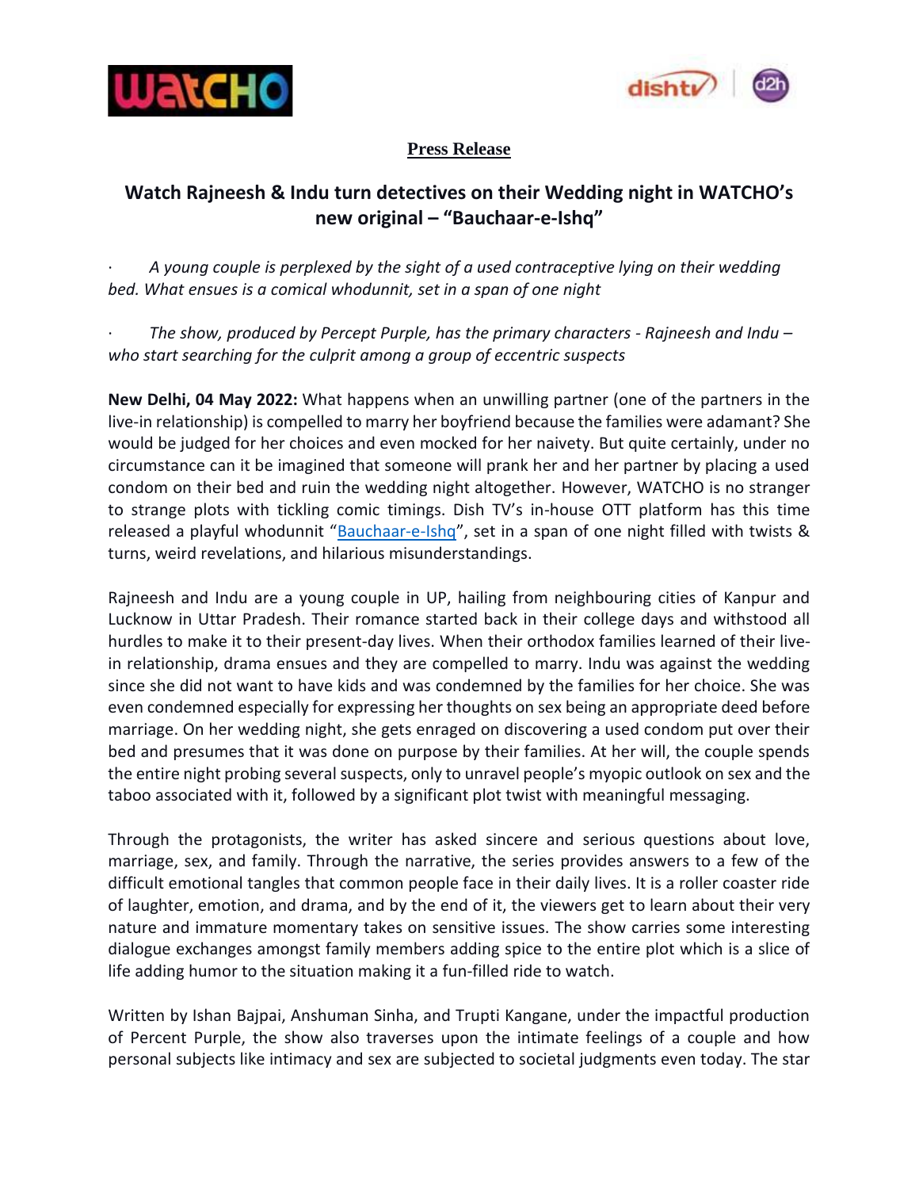**Press Release**

## Watch Rajneesh & Indu turn detectives on their Wedding night in WATCHO's new original – "Bauchaar-e-Ishq"

- *A young couple is perplexed by the sight of a used contraceptive lying on their wedding bed. What ensues is a comical whodunnit, set in a span of one night*

- *The show, produced by Percept Purple, has the primary characters - Rajneesh and Indu – who start searching for the culprit among a group of eccentric suspects*

**New Delhi, 04 May 2022:** What happens when an unwilling partner (one of the partners in the live-in relationship) is compelled to marry her boyfriend because the families were adamant? She would be judged for her choices and even mocked for her naivety. But quite certainly, under no circumstance can it be imagined that someone will prank her and her partner by placing a used condom on their bed and ruin the wedding night altogether. However, WATCHO is no stranger to strange plots with tickling comic timings. Dish TV's in-house OTT platform has this time released a playful whodunnit "Bauchaar-e-Ishq", set in a span of one night filled with twists & turns, weird revelations, and hilarious misunderstandings.

Rajneesh and Indu are a young couple in UP, hailing from neighbouring cities of Kanpur and Lucknow in Uttar Pradesh. Their romance started back in their college days and withstood all hurdles to make it to their present-day lives. When their orthodox families learned of their live-in relationship, drama ensues and they are compelled to marry. Indu was against the wedding since she did not want to have kids and was condemned by the families for her choice. She was even condemned especially for expressing her thoughts on sex being an appropriate deed before marriage. On her wedding night, she gets enraged on discovering a used condom put over their bed and presumes that it was done on purpose by their families. At her will, the couple spends the entire night probing several suspects, only to unravel people's myopic outlook on sex and the taboo associated with it, followed by a significant plot twist with meaningful messaging.

Through the protagonists, the writer has asked sincere and serious questions about love, marriage, sex, and family. Through the narrative, the series provides answers to a few of the difficult emotional tangles that common people face in their daily lives. It is a roller coaster ride of laughter, emotion, and drama, and by the end of it, the viewers get to learn about their very nature and immature momentary takes on sensitive issues. The show carries some interesting dialogue exchanges amongst family members adding spice to the entire plot which is a slice of life adding humor to the situation making it a fun-filled ride to watch.

Written by Ishan Bajpai, Anshuman Sinha, and Trupti Kangane, under the impactful production of Percent Purple, the show also traverses upon the intimate feelings of a couple and how personal subjects like intimacy and sex are subjected to societal judgments even today. The star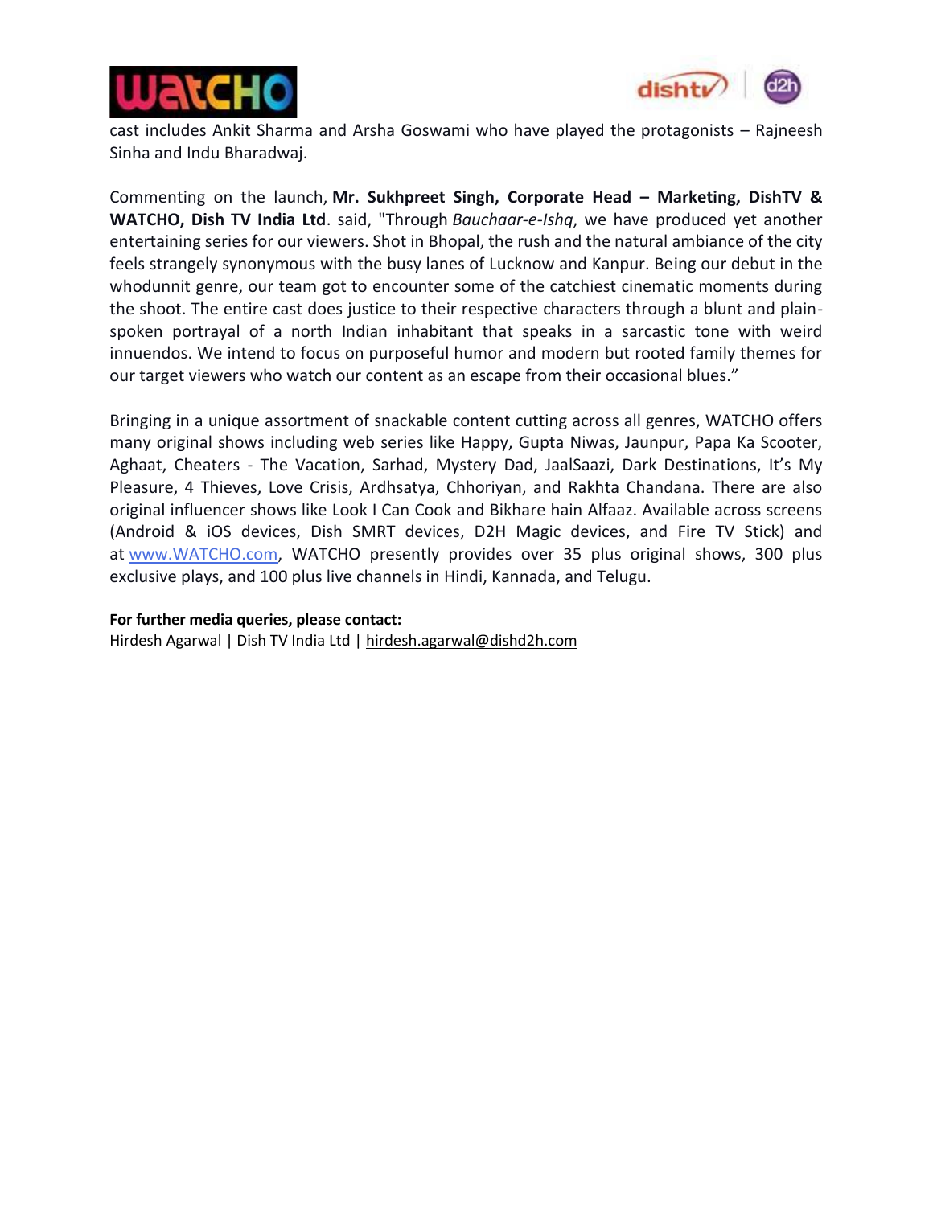cast includes Ankit Sharma and Arsha Goswami who have played the protagonists – Rajneesh Sinha and Indu Bharadwaj.

Commenting on the launch, **Mr. Sukhpreet Singh, Corporate Head – Marketing, DishTV & WATCHO, Dish TV India Ltd**. said, "Through *Bauchaar-e-Ishq*, we have produced yet another entertaining series for our viewers. Shot in Bhopal, the rush and the natural ambiance of the city feels strangely synonymous with the busy lanes of Lucknow and Kanpur. Being our debut in the whodunnit genre, our team got to encounter some of the catchiest cinematic moments during the shoot. The entire cast does justice to their respective characters through a blunt and plain-spoken portrayal of a north Indian inhabitant that speaks in a sarcastic tone with weird innuendos. We intend to focus on purposeful humor and modern but rooted family themes for our target viewers who watch our content as an escape from their occasional blues."

Bringing in a unique assortment of snackable content cutting across all genres, WATCHO offers many original shows including web series like Happy, Gupta Niwas, Jaunpur, Papa Ka Scooter, Aghaat, Cheaters - The Vacation, Sarhad, Mystery Dad, JaalSaazi, Dark Destinations, It's My Pleasure, 4 Thieves, Love Crisis, Ardhsatya, Chhoriyan, and Rakhta Chandana. There are also original influencer shows like Look I Can Cook and Bikhare hain Alfaaz. Available across screens (Android & iOS devices, Dish SMRT devices, D2H Magic devices, and Fire TV Stick) and at [www.WATCHO.com](http://www.WATCHO.com), WATCHO presently provides over 35 plus original shows, 300 plus exclusive plays, and 100 plus live channels in Hindi, Kannada, and Telugu.

**For further media queries, please contact:**
Hirdesh Agarwal | Dish TV India Ltd | hirdesh.agarwal@dishd2h.com